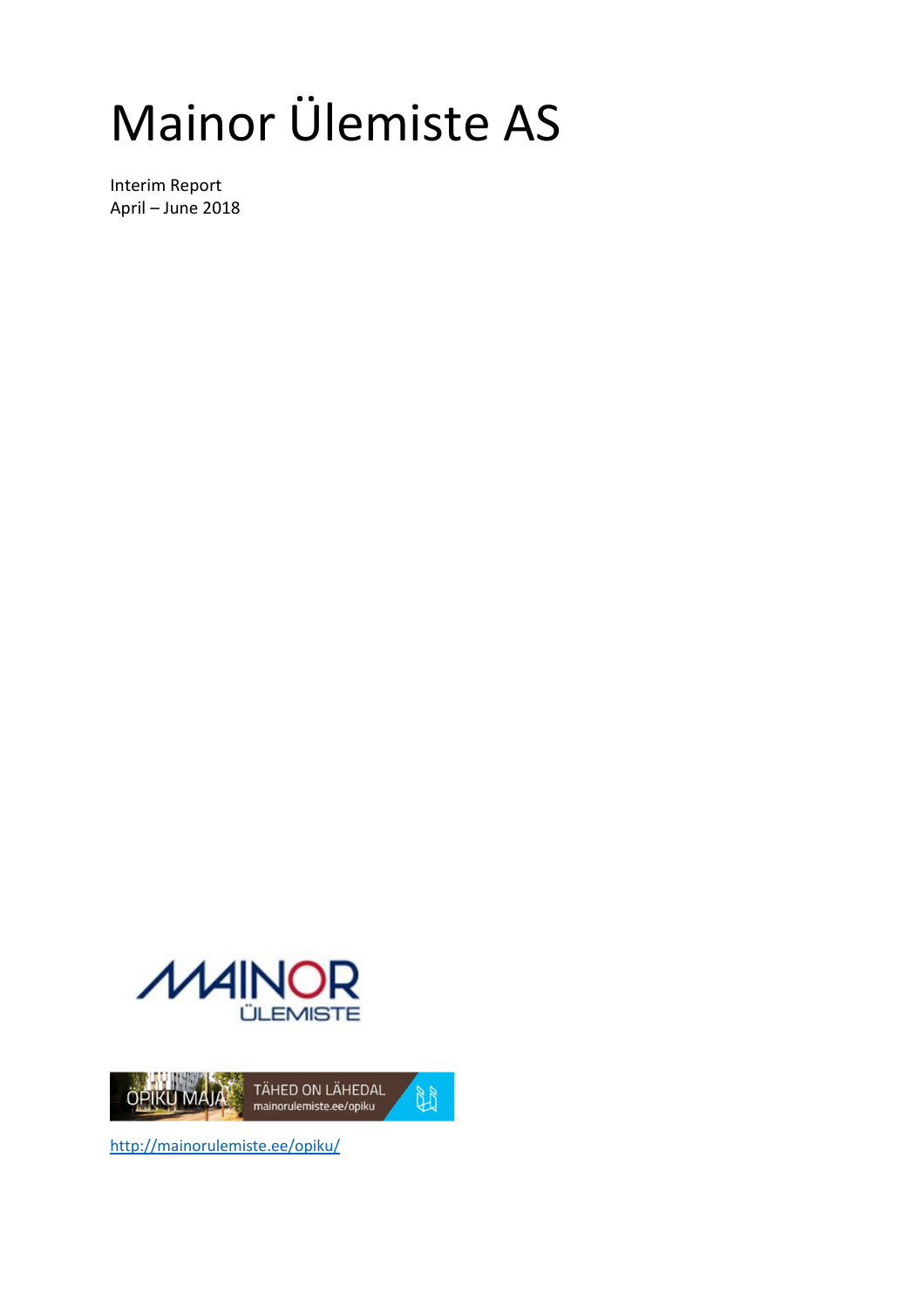# Mainor Ülemiste AS

Interim Report
April – June 2018

http://mainorulemiste.ee/opiku/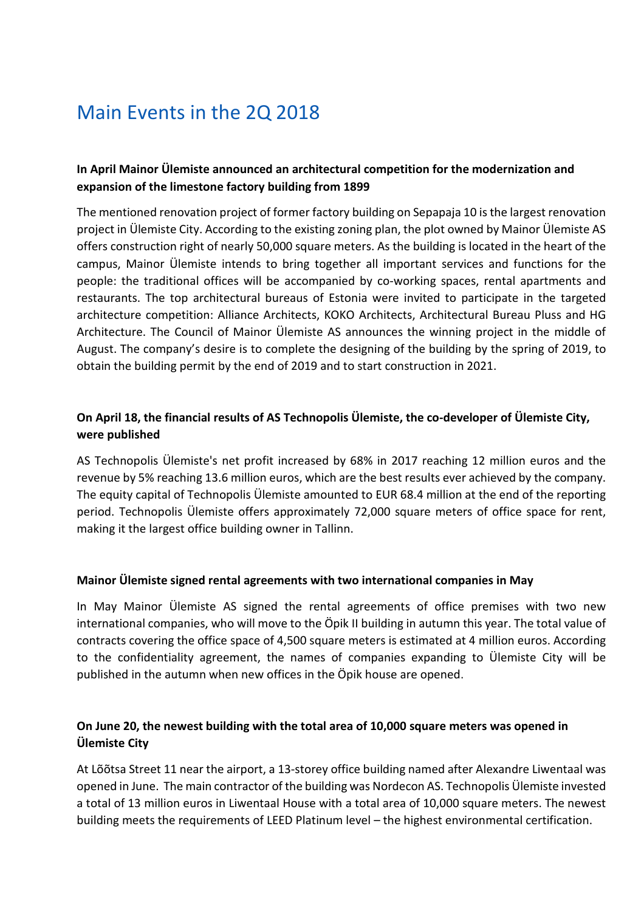# Main Events in the 2Q 2018

**In April Mainor Ülemiste announced an architectural competition for the modernization and expansion of the limestone factory building from 1899**

The mentioned renovation project of former factory building on Sepapaja 10 is the largest renovation project in Ülemiste City. According to the existing zoning plan, the plot owned by Mainor Ülemiste AS offers construction right of nearly 50,000 square meters. As the building is located in the heart of the campus, Mainor Ülemiste intends to bring together all important services and functions for the people: the traditional offices will be accompanied by co-working spaces, rental apartments and restaurants. The top architectural bureaus of Estonia were invited to participate in the targeted architecture competition: Alliance Architects, KOKO Architects, Architectural Bureau Pluss and HG Architecture. The Council of Mainor Ülemiste AS announces the winning project in the middle of August. The company's desire is to complete the designing of the building by the spring of 2019, to obtain the building permit by the end of 2019 and to start construction in 2021.

**On April 18, the financial results of AS Technopolis Ülemiste, the co-developer of Ülemiste City, were published**

AS Technopolis Ülemiste's net profit increased by 68% in 2017 reaching 12 million euros and the revenue by 5% reaching 13.6 million euros, which are the best results ever achieved by the company. The equity capital of Technopolis Ülemiste amounted to EUR 68.4 million at the end of the reporting period. Technopolis Ülemiste offers approximately 72,000 square meters of office space for rent, making it the largest office building owner in Tallinn.

**Mainor Ülemiste signed rental agreements with two international companies in May**

In May Mainor Ülemiste AS signed the rental agreements of office premises with two new international companies, who will move to the Öpik II building in autumn this year. The total value of contracts covering the office space of 4,500 square meters is estimated at 4 million euros. According to the confidentiality agreement, the names of companies expanding to Ülemiste City will be published in the autumn when new offices in the Öpik house are opened.

**On June 20, the newest building with the total area of 10,000 square meters was opened in Ülemiste City**

At Lõõtsa Street 11 near the airport, a 13-storey office building named after Alexandre Liwentaal was opened in June. The main contractor of the building was Nordecon AS. Technopolis Ülemiste invested a total of 13 million euros in Liwentaal House with a total area of 10,000 square meters. The newest building meets the requirements of LEED Platinum level – the highest environmental certification.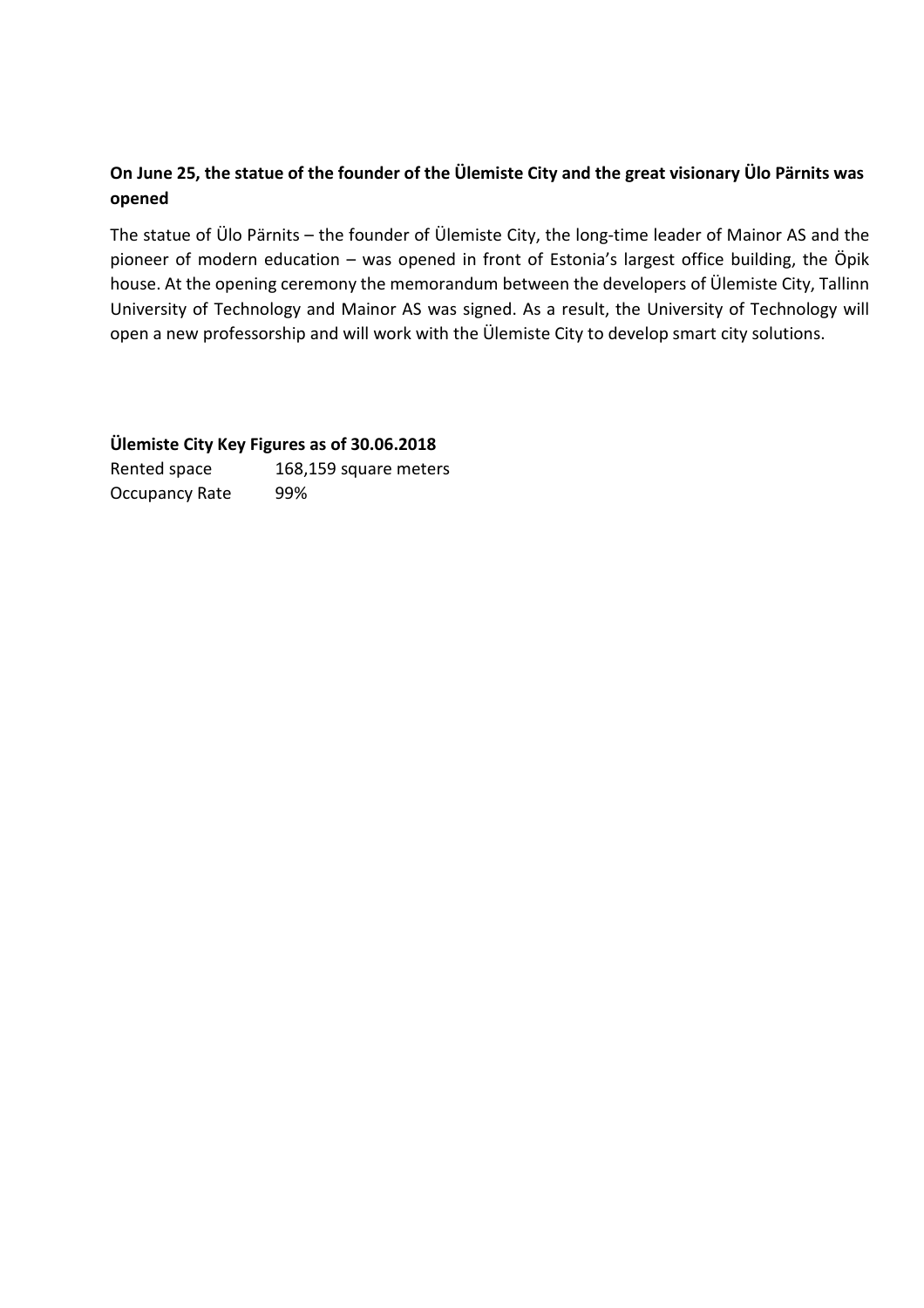**On June 25, the statue of the founder of the Ülemiste City and the great visionary Ülo Pärnits was opened**

The statue of Ülo Pärnits – the founder of Ülemiste City, the long-time leader of Mainor AS and the pioneer of modern education – was opened in front of Estonia's largest office building, the Öpik house. At the opening ceremony the memorandum between the developers of Ülemiste City, Tallinn University of Technology and Mainor AS was signed. As a result, the University of Technology will open a new professorship and will work with the Ülemiste City to develop smart city solutions.

**Ülemiste City Key Figures as of 30.06.2018**

| | |
|---|---|
| Rented space | 168,159 square meters |
| Occupancy Rate | 99% |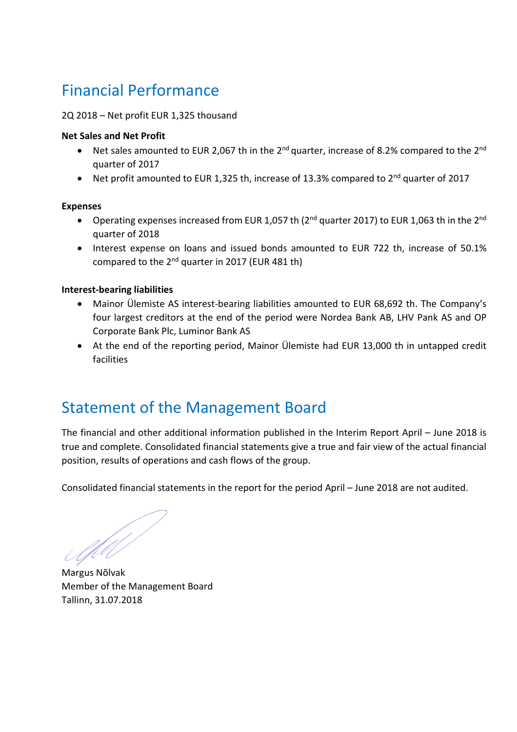# Financial Performance

2Q 2018 – Net profit EUR 1,325 thousand

**Net Sales and Net Profit**

- Net sales amounted to EUR 2,067 th in the 2nd quarter, increase of 8.2% compared to the 2nd quarter of 2017
- Net profit amounted to EUR 1,325 th, increase of 13.3% compared to 2nd quarter of 2017

**Expenses**

- Operating expenses increased from EUR 1,057 th (2nd quarter 2017) to EUR 1,063 th in the 2nd quarter of 2018
- Interest expense on loans and issued bonds amounted to EUR 722 th, increase of 50.1% compared to the 2nd quarter in 2017 (EUR 481 th)

**Interest-bearing liabilities**

- Mainor Ülemiste AS interest-bearing liabilities amounted to EUR 68,692 th. The Company's four largest creditors at the end of the period were Nordea Bank AB, LHV Pank AS and OP Corporate Bank Plc, Luminor Bank AS
- At the end of the reporting period, Mainor Ülemiste had EUR 13,000 th in untapped credit facilities

# Statement of the Management Board

The financial and other additional information published in the Interim Report April – June 2018 is true and complete. Consolidated financial statements give a true and fair view of the actual financial position, results of operations and cash flows of the group.

Consolidated financial statements in the report for the period April – June 2018 are not audited.

Margus Nõlvak
Member of the Management Board
Tallinn, 31.07.2018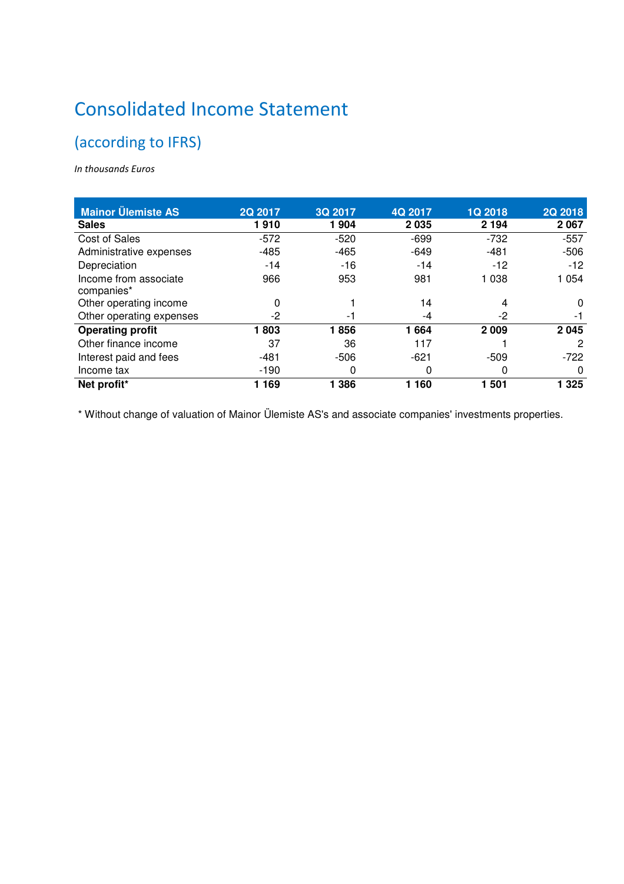# Consolidated Income Statement

## (according to IFRS)

*In thousands Euros*

| Mainor Ülemiste AS | 2Q 2017 | 3Q 2017 | 4Q 2017 | 1Q 2018 | 2Q 2018 |
|---|---|---|---|---|---|
| **Sales** | **1 910** | **1 904** | **2 035** | **2 194** | **2 067** |
| Cost of Sales | -572 | -520 | -699 | -732 | -557 |
| Administrative expenses | -485 | -465 | -649 | -481 | -506 |
| Depreciation | -14 | -16 | -14 | -12 | -12 |
| Income from associate companies* | 966 | 953 | 981 | 1 038 | 1 054 |
| Other operating income | 0 | 1 | 14 | 4 | 0 |
| Other operating expenses | -2 | -1 | -4 | -2 | -1 |
| **Operating profit** | **1 803** | **1 856** | **1 664** | **2 009** | **2 045** |
| Other finance income | 37 | 36 | 117 | 1 | 2 |
| Interest paid and fees | -481 | -506 | -621 | -509 | -722 |
| Income tax | -190 | 0 | 0 | 0 | 0 |
| **Net profit*** | **1 169** | **1 386** | **1 160** | **1 501** | **1 325** |

* Without change of valuation of Mainor Ülemiste AS's and associate companies' investments properties.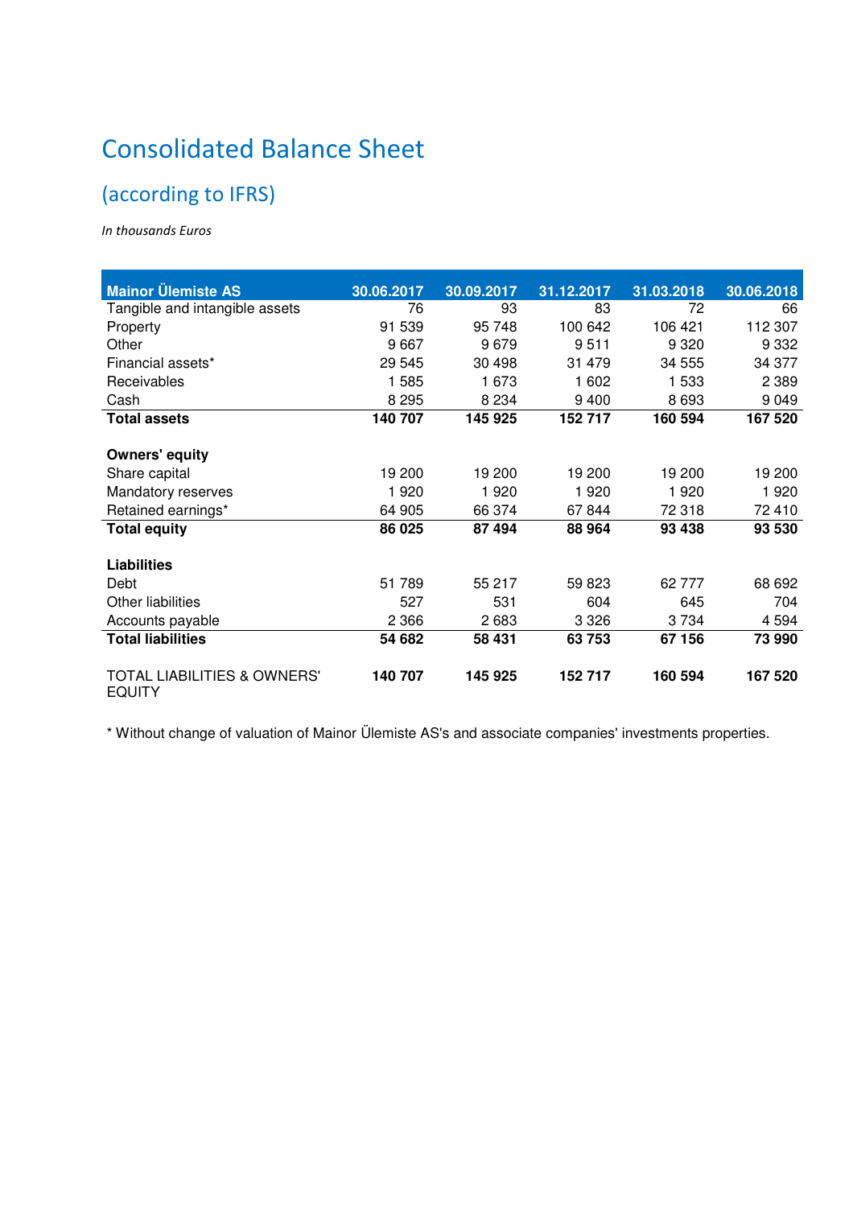# Consolidated Balance Sheet

## (according to IFRS)

*In thousands Euros*

| Mainor Ülemiste AS | 30.06.2017 | 30.09.2017 | 31.12.2017 | 31.03.2018 | 30.06.2018 |
|---|---|---|---|---|---|
| Tangible and intangible assets | 76 | 93 | 83 | 72 | 66 |
| Property | 91 539 | 95 748 | 100 642 | 106 421 | 112 307 |
| Other | 9 667 | 9 679 | 9 511 | 9 320 | 9 332 |
| Financial assets* | 29 545 | 30 498 | 31 479 | 34 555 | 34 377 |
| Receivables | 1 585 | 1 673 | 1 602 | 1 533 | 2 389 |
| Cash | 8 295 | 8 234 | 9 400 | 8 693 | 9 049 |
| **Total assets** | **140 707** | **145 925** | **152 717** | **160 594** | **167 520** |
| | | | | | |
| **Owners' equity** | | | | | |
| Share capital | 19 200 | 19 200 | 19 200 | 19 200 | 19 200 |
| Mandatory reserves | 1 920 | 1 920 | 1 920 | 1 920 | 1 920 |
| Retained earnings* | 64 905 | 66 374 | 67 844 | 72 318 | 72 410 |
| **Total equity** | **86 025** | **87 494** | **88 964** | **93 438** | **93 530** |
| | | | | | |
| **Liabilities** | | | | | |
| Debt | 51 789 | 55 217 | 59 823 | 62 777 | 68 692 |
| Other liabilities | 527 | 531 | 604 | 645 | 704 |
| Accounts payable | 2 366 | 2 683 | 3 326 | 3 734 | 4 594 |
| **Total liabilities** | **54 682** | **58 431** | **63 753** | **67 156** | **73 990** |
| | | | | | |
| TOTAL LIABILITIES & OWNERS' EQUITY | **140 707** | **145 925** | **152 717** | **160 594** | **167 520** |

* Without change of valuation of Mainor Ülemiste AS's and associate companies' investments properties.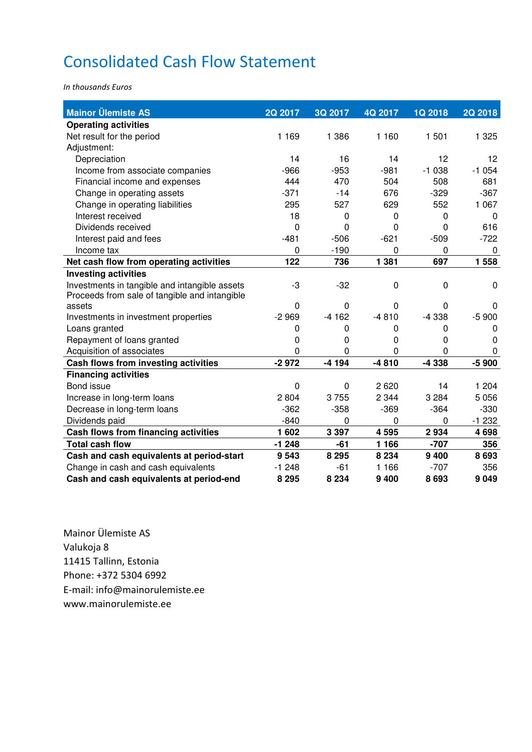# Consolidated Cash Flow Statement

*In thousands Euros*

| Mainor Ülemiste AS | 2Q 2017 | 3Q 2017 | 4Q 2017 | 1Q 2018 | 2Q 2018 |
|---|---|---|---|---|---|
| **Operating activities** | | | | | |
| Net result for the period | 1 169 | 1 386 | 1 160 | 1 501 | 1 325 |
| Adjustment: | | | | | |
| Depreciation | 14 | 16 | 14 | 12 | 12 |
| Income from associate companies | -966 | -953 | -981 | -1 038 | -1 054 |
| Financial income and expenses | 444 | 470 | 504 | 508 | 681 |
| Change in operating assets | -371 | -14 | 676 | -329 | -367 |
| Change in operating liabilities | 295 | 527 | 629 | 552 | 1 067 |
| Interest received | 18 | 0 | 0 | 0 | 0 |
| Dividends received | 0 | 0 | 0 | 0 | 616 |
| Interest paid and fees | -481 | -506 | -621 | -509 | -722 |
| Income tax | 0 | -190 | 0 | 0 | 0 |
| **Net cash flow from operating activities** | **122** | **736** | **1 381** | **697** | **1 558** |
| **Investing activities** | | | | | |
| Investments in tangible and intangible assets | -3 | -32 | 0 | 0 | 0 |
| Proceeds from sale of tangible and intangible assets | 0 | 0 | 0 | 0 | 0 |
| Investments in investment properties | -2 969 | -4 162 | -4 810 | -4 338 | -5 900 |
| Loans granted | 0 | 0 | 0 | 0 | 0 |
| Repayment of loans granted | 0 | 0 | 0 | 0 | 0 |
| Acquisition of associates | 0 | 0 | 0 | 0 | 0 |
| **Cash flows from investing activities** | **-2 972** | **-4 194** | **-4 810** | **-4 338** | **-5 900** |
| **Financing activities** | | | | | |
| Bond issue | 0 | 0 | 2 620 | 14 | 1 204 |
| Increase in long-term loans | 2 804 | 3 755 | 2 344 | 3 284 | 5 056 |
| Decrease in long-term loans | -362 | -358 | -369 | -364 | -330 |
| Dividends paid | -840 | 0 | 0 | 0 | -1 232 |
| **Cash flows from financing activities** | **1 602** | **3 397** | **4 595** | **2 934** | **4 698** |
| **Total cash flow** | **-1 248** | **-61** | **1 166** | **-707** | **356** |
| **Cash and cash equivalents at period-start** | **9 543** | **8 295** | **8 234** | **9 400** | **8 693** |
| Change in cash and cash equivalents | -1 248 | -61 | 1 166 | -707 | 356 |
| **Cash and cash equivalents at period-end** | **8 295** | **8 234** | **9 400** | **8 693** | **9 049** |

Mainor Ülemiste AS
Valukoja 8
11415 Tallinn, Estonia
Phone: +372 5304 6992
E-mail: info@mainorulemiste.ee
www.mainorulemiste.ee